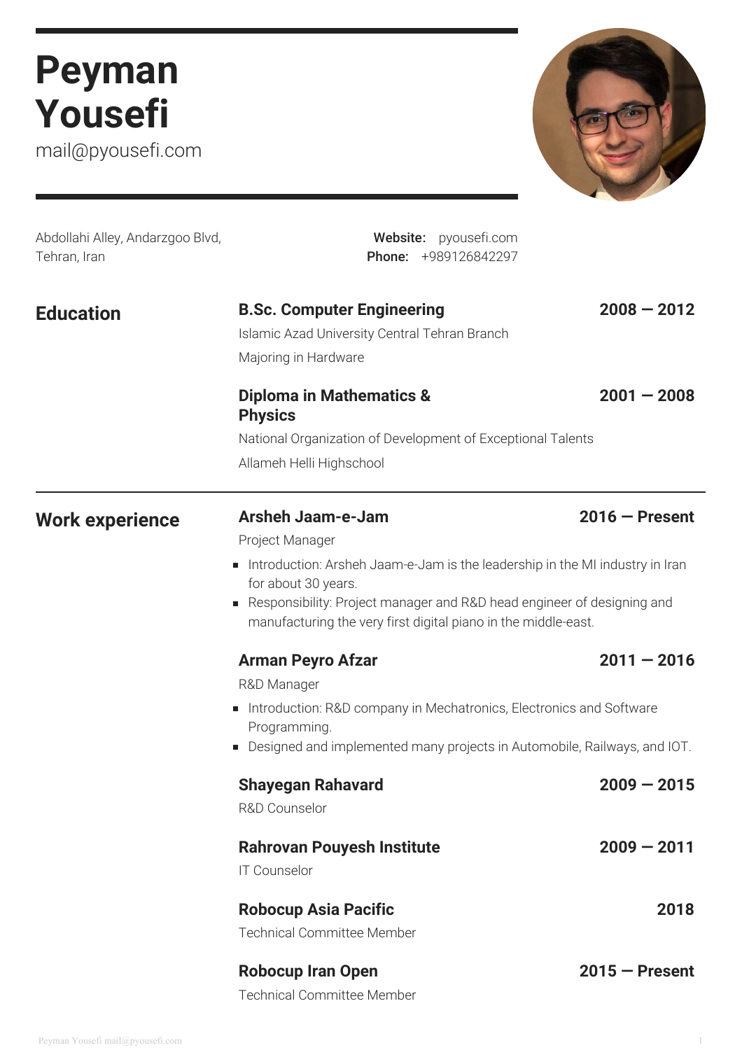# Peyman Yousefi

mail@pyousefi.com

Abdollahi Alley, Andarzgoo Blvd,
Tehran, Iran

**Website:** pyousefi.com
**Phone:** +989126842297

## Education

### B.Sc. Computer Engineering — 2008 — 2012

Islamic Azad University Central Tehran Branch

Majoring in Hardware

### Diploma in Mathematics & Physics — 2001 — 2008

National Organization of Development of Exceptional Talents

Allameh Helli Highschool

## Work experience

### Arsheh Jaam-e-Jam — 2016 — Present

Project Manager

- Introduction: Arsheh Jaam-e-Jam is the leadership in the MI industry in Iran for about 30 years.
- Responsibility: Project manager and R&D head engineer of designing and manufacturing the very first digital piano in the middle-east.

### Arman Peyro Afzar — 2011 — 2016

R&D Manager

- Introduction: R&D company in Mechatronics, Electronics and Software Programming.
- Designed and implemented many projects in Automobile, Railways, and IOT.

### Shayegan Rahavard — 2009 — 2015

R&D Counselor

### Rahrovan Pouyesh Institute — 2009 — 2011

IT Counselor

### Robocup Asia Pacific — 2018

Technical Committee Member

### Robocup Iran Open — 2015 — Present

Technical Committee Member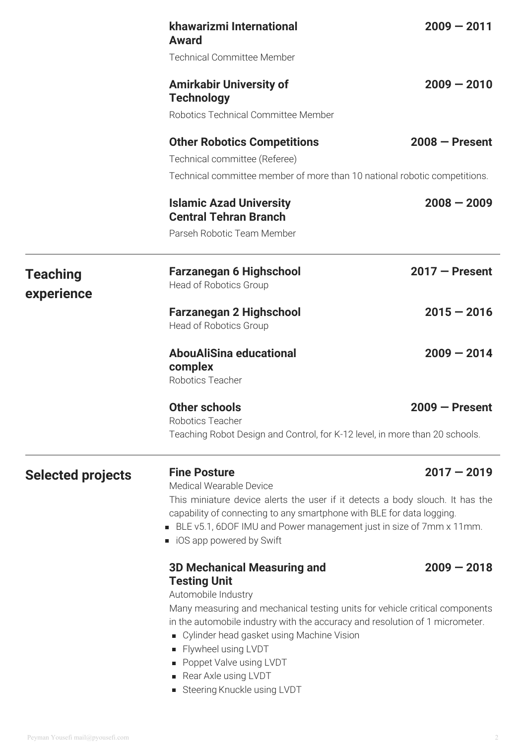### khawarizmi International Award — 2009 — 2011

Technical Committee Member

### Amirkabir University of Technology — 2009 — 2010

Robotics Technical Committee Member

### Other Robotics Competitions — 2008 — Present

Technical committee (Referee)

Technical committee member of more than 10 national robotic competitions.

### Islamic Azad University Central Tehran Branch — 2008 — 2009

Parseh Robotic Team Member

## Teaching experience

### Farzanegan 6 Highschool — 2017 — Present

Head of Robotics Group

### Farzanegan 2 Highschool — 2015 — 2016

Head of Robotics Group

### AbouAliSina educational complex — 2009 — 2014

Robotics Teacher

### Other schools — 2009 — Present

Robotics Teacher

Teaching Robot Design and Control, for K-12 level, in more than 20 schools.

## Selected projects

### Fine Posture — 2017 — 2019

Medical Wearable Device

This miniature device alerts the user if it detects a body slouch. It has the capability of connecting to any smartphone with BLE for data logging.

- BLE v5.1, 6DOF IMU and Power management just in size of 7mm x 11mm.
- iOS app powered by Swift

### 3D Mechanical Measuring and Testing Unit — 2009 — 2018

Automobile Industry

Many measuring and mechanical testing units for vehicle critical components in the automobile industry with the accuracy and resolution of 1 micrometer.

- Cylinder head gasket using Machine Vision
- Flywheel using LVDT
- Poppet Valve using LVDT
- Rear Axle using LVDT
- Steering Knuckle using LVDT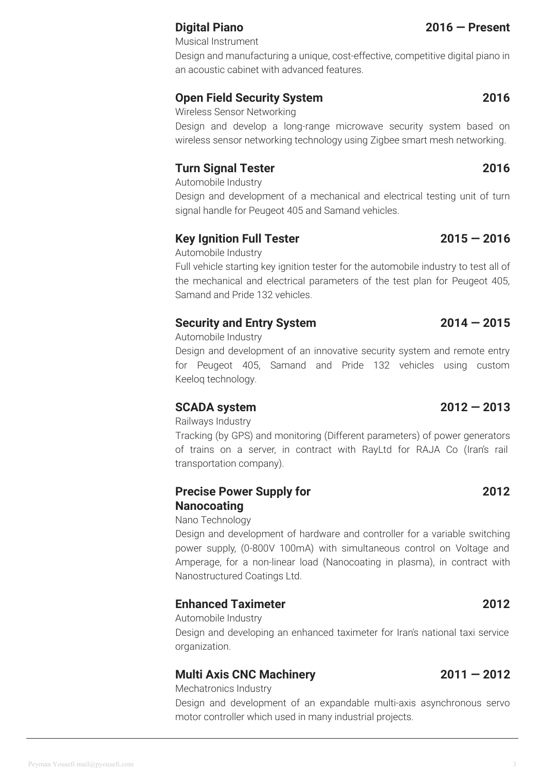### Digital Piano — 2016 — Present

Musical Instrument

Design and manufacturing a unique, cost-effective, competitive digital piano in an acoustic cabinet with advanced features.

### Open Field Security System — 2016

Wireless Sensor Networking

Design and develop a long-range microwave security system based on wireless sensor networking technology using Zigbee smart mesh networking.

### Turn Signal Tester — 2016

Automobile Industry

Design and development of a mechanical and electrical testing unit of turn signal handle for Peugeot 405 and Samand vehicles.

### Key Ignition Full Tester — 2015 — 2016

Automobile Industry

Full vehicle starting key ignition tester for the automobile industry to test all of the mechanical and electrical parameters of the test plan for Peugeot 405, Samand and Pride 132 vehicles.

### Security and Entry System — 2014 — 2015

Automobile Industry

Design and development of an innovative security system and remote entry for Peugeot 405, Samand and Pride 132 vehicles using custom Keeloq technology.

### SCADA system — 2012 — 2013

Railways Industry

Tracking (by GPS) and monitoring (Different parameters) of power generators of trains on a server, in contract with RayLtd for RAJA Co (Iran's rail transportation company).

### Precise Power Supply for Nanocoating — 2012

Nano Technology

Design and development of hardware and controller for a variable switching power supply, (0-800V 100mA) with simultaneous control on Voltage and Amperage, for a non-linear load (Nanocoating in plasma), in contract with Nanostructured Coatings Ltd.

### Enhanced Taximeter — 2012

Automobile Industry

Design and developing an enhanced taximeter for Iran's national taxi service organization.

### Multi Axis CNC Machinery — 2011 — 2012

Mechatronics Industry

Design and development of an expandable multi-axis asynchronous servo motor controller which used in many industrial projects.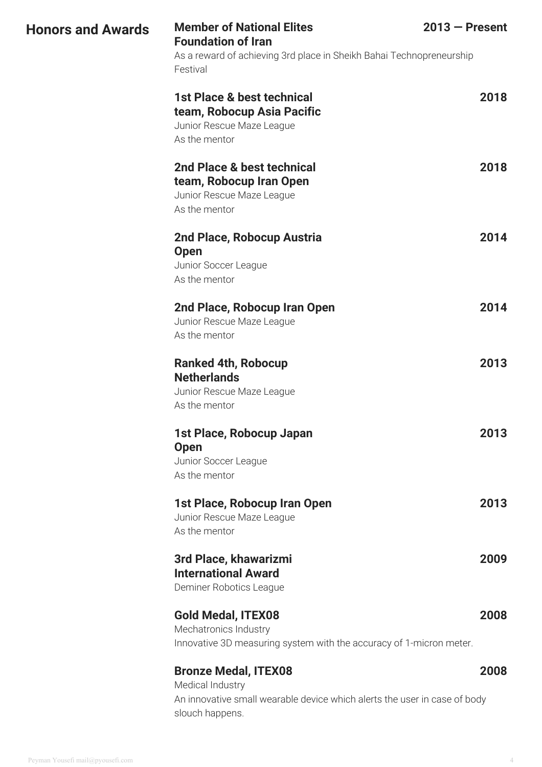## Honors and Awards

**Member of National Elites Foundation of Iran** — **2013 — Present**
As a reward of achieving 3rd place in Sheikh Bahai Technopreneurship Festival

**1st Place & best technical team, Robocup Asia Pacific** — **2018**
Junior Rescue Maze League
As the mentor

**2nd Place & best technical team, Robocup Iran Open** — **2018**
Junior Rescue Maze League
As the mentor

**2nd Place, Robocup Austria Open** — **2014**
Junior Soccer League
As the mentor

**2nd Place, Robocup Iran Open** — **2014**
Junior Rescue Maze League
As the mentor

**Ranked 4th, Robocup Netherlands** — **2013**
Junior Rescue Maze League
As the mentor

**1st Place, Robocup Japan Open** — **2013**
Junior Soccer League
As the mentor

**1st Place, Robocup Iran Open** — **2013**
Junior Rescue Maze League
As the mentor

**3rd Place, khawarizmi International Award** — **2009**
Deminer Robotics League

**Gold Medal, ITEX08** — **2008**
Mechatronics Industry
Innovative 3D measuring system with the accuracy of 1-micron meter.

**Bronze Medal, ITEX08** — **2008**
Medical Industry
An innovative small wearable device which alerts the user in case of body slouch happens.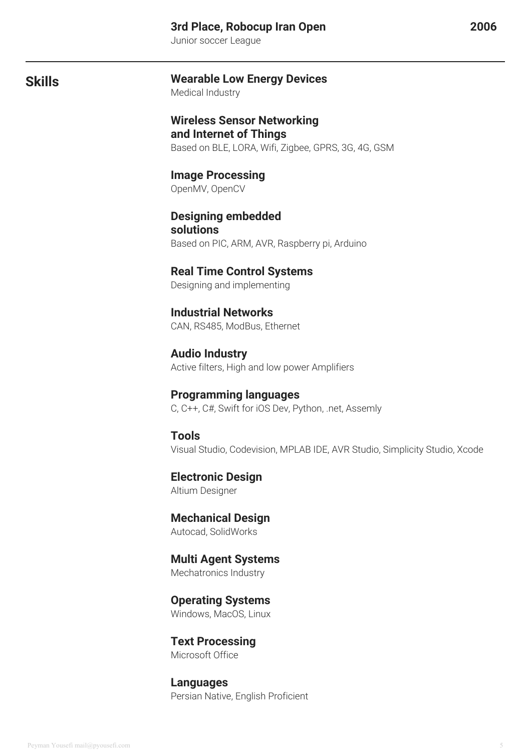**3rd Place, Robocup Iran Open** **2006**
Junior soccer League

---

## Skills

**Wearable Low Energy Devices**
Medical Industry

**Wireless Sensor Networking and Internet of Things**
Based on BLE, LORA, Wifi, Zigbee, GPRS, 3G, 4G, GSM

**Image Processing**
OpenMV, OpenCV

**Designing embedded solutions**
Based on PIC, ARM, AVR, Raspberry pi, Arduino

**Real Time Control Systems**
Designing and implementing

**Industrial Networks**
CAN, RS485, ModBus, Ethernet

**Audio Industry**
Active filters, High and low power Amplifiers

**Programming languages**
C, C++, C#, Swift for iOS Dev, Python, .net, Assemly

**Tools**
Visual Studio, Codevision, MPLAB IDE, AVR Studio, Simplicity Studio, Xcode

**Electronic Design**
Altium Designer

**Mechanical Design**
Autocad, SolidWorks

**Multi Agent Systems**
Mechatronics Industry

**Operating Systems**
Windows, MacOS, Linux

**Text Processing**
Microsoft Office

**Languages**
Persian Native, English Proficient